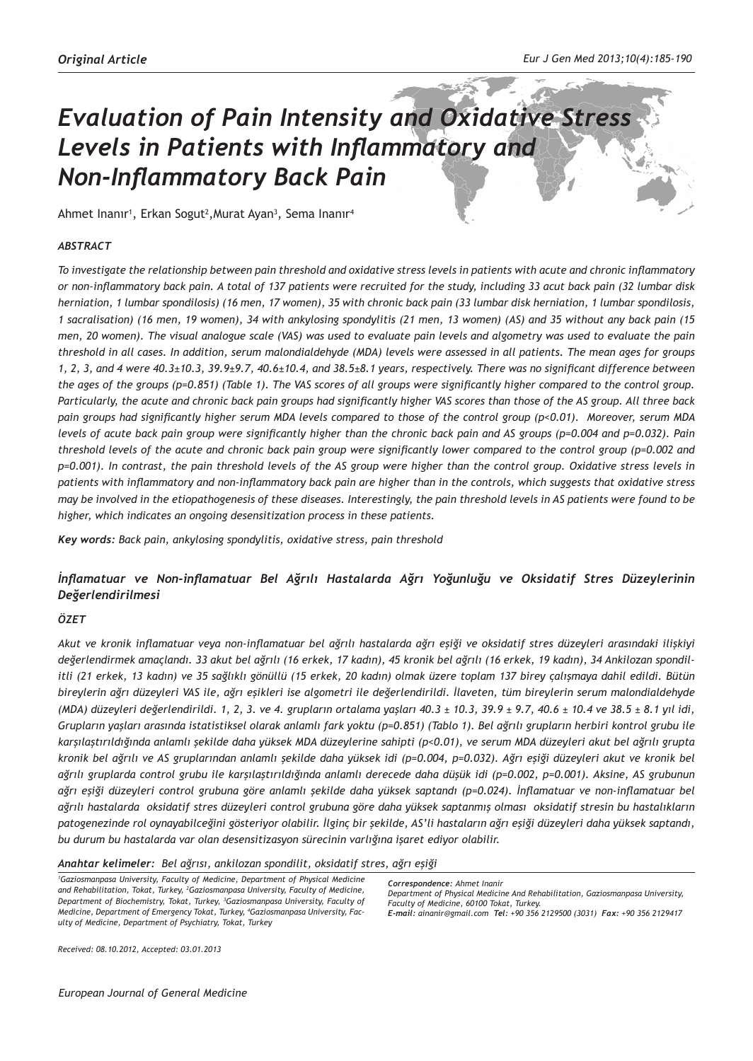*Original Article*

# *Evaluation of Pain Intensity and Oxidative Stress Levels in Patients with Inflammatory and Non-Inflammatory Back Pain*

Ahmet Inanır[1], Erkan Sogut[2],Murat Ayan[3], Sema Inanır[4]

### *ABSTRACT*

*To investigate the relationship between pain threshold and oxidative stress levels in patients with acute and chronic inflammatory or non-inflammatory back pain. A total of 137 patients were recruited for the study, including 33 acut back pain (32 lumbar disk herniation, 1 lumbar spondilosis) (16 men, 17 women), 35 with chronic back pain (33 lumbar disk herniation, 1 lumbar spondilosis, 1 sacralisation) (16 men, 19 women), 34 with ankylosing spondylitis (21 men, 13 women) (AS) and 35 without any back pain (15 men, 20 women). The visual analogue scale (VAS) was used to evaluate pain levels and algometry was used to evaluate the pain threshold in all cases. In addition, serum malondialdehyde (MDA) levels were assessed in all patients. The mean ages for groups 1, 2, 3, and 4 were 40.3±10.3, 39.9±9.7, 40.6±10.4, and 38.5±8.1 years, respectively. There was no significant difference between the ages of the groups (p=0.851) (Table 1). The VAS scores of all groups were significantly higher compared to the control group. Particularly, the acute and chronic back pain groups had significantly higher VAS scores than those of the AS group. All three back pain groups had significantly higher serum MDA levels compared to those of the control group (p<0.01). Moreover, serum MDA levels of acute back pain group were significantly higher than the chronic back pain and AS groups (p=0.004 and p=0.032). Pain threshold levels of the acute and chronic back pain group were significantly lower compared to the control group (p=0.002 and p=0.001). In contrast, the pain threshold levels of the AS group were higher than the control group. Oxidative stress levels in patients with inflammatory and non-inflammatory back pain are higher than in the controls, which suggests that oxidative stress may be involved in the etiopathogenesis of these diseases. Interestingly, the pain threshold levels in AS patients were found to be higher, which indicates an ongoing desensitization process in these patients.*

***Key words:*** *Back pain, ankylosing spondylitis, oxidative stress, pain threshold*

### *İnflamatuar ve Non-inflamatuar Bel Ağrılı Hastalarda Ağrı Yoğunluğu ve Oksidatif Stres Düzeylerinin Değerlendirilmesi*

### *ÖZET*

*Akut ve kronik inflamatuar veya non-inflamatuar bel ağrılı hastalarda ağrı eşiği ve oksidatif stres düzeyleri arasındaki ilişkiyi değerlendirmek amaçlandı. 33 akut bel ağrılı (16 erkek, 17 kadın), 45 kronik bel ağrılı (16 erkek, 19 kadın), 34 Ankilozan spondilitli (21 erkek, 13 kadın) ve 35 sağlıklı gönüllü (15 erkek, 20 kadın) olmak üzere toplam 137 birey çalışmaya dahil edildi. Bütün bireylerin ağrı düzeyleri VAS ile, ağrı eşikleri ise algometri ile değerlendirildi. İlaveten, tüm bireylerin serum malondialdehyde (MDA) düzeyleri değerlendirildi. 1, 2, 3. ve 4. grupların ortalama yaşları 40.3 ± 10.3, 39.9 ± 9.7, 40.6 ± 10.4 ve 38.5 ± 8.1 yıl idi, Grupların yaşları arasında istatistiksel olarak anlamlı fark yoktu (p=0.851) (Tablo 1). Bel ağrılı grupların herbiri kontrol grubu ile karşılaştırıldığında anlamlı şekilde daha yüksek MDA düzeylerine sahipti (p<0.01), ve serum MDA düzeyleri akut bel ağrılı grupta kronik bel ağrılı ve AS gruplarından anlamlı şekilde daha yüksek idi (p=0.004, p=0.032). Ağrı eşiği düzeyleri akut ve kronik bel ağrılı gruplarda control grubu ile karşılaştırıldığında anlamlı derecede daha düşük idi (p=0.002, p=0.001). Aksine, AS grubunun ağrı eşiği düzeyleri control grubuna göre anlamlı şekilde daha yüksek saptandı (p=0.024). İnflamatuar ve non-inflamatuar bel ağrılı hastalarda oksidatif stres düzeyleri control grubuna göre daha yüksek saptanmış olması oksidatif stresin bu hastalıkların patogenezinde rol oynayabilceğini gösteriyor olabilir. İlginç bir şekilde, AS'li hastaların ağrı eşiği düzeyleri daha yüksek saptandı, bu durum bu hastalarda var olan desensitizasyon sürecinin varlığına işaret ediyor olabilir.*

***Anahtar kelimeler:*** *Bel ağrısı, ankilozan spondilit, oksidatif stres, ağrı eşiği*

*[1]Gaziosmanpasa University, Faculty of Medicine, Department of Physical Medicine and Rehabilitation, Tokat, Turkey, [2]Gaziosmanpasa University, Faculty of Medicine, Department of Biochemistry, Tokat, Turkey, [3]Gaziosmanpasa University, Faculty of Medicine, Department of Emergency Tokat, Turkey, [4]Gaziosmanpasa University, Faculty of Medicine, Department of Psychiatry, Tokat, Turkey*

***Correspondence:*** *Ahmet Inanir*
*Department of Physical Medicine And Rehabilitation, Gaziosmanpasa University, Faculty of Medicine, 60100 Tokat, Turkey.*
***E-mail:*** *ainanir@gmail.com* ***Tel:*** *+90 356 2129500 (3031)* ***Fax:*** *+90 356 2129417*

*Received: 08.10.2012, Accepted: 03.01.2013*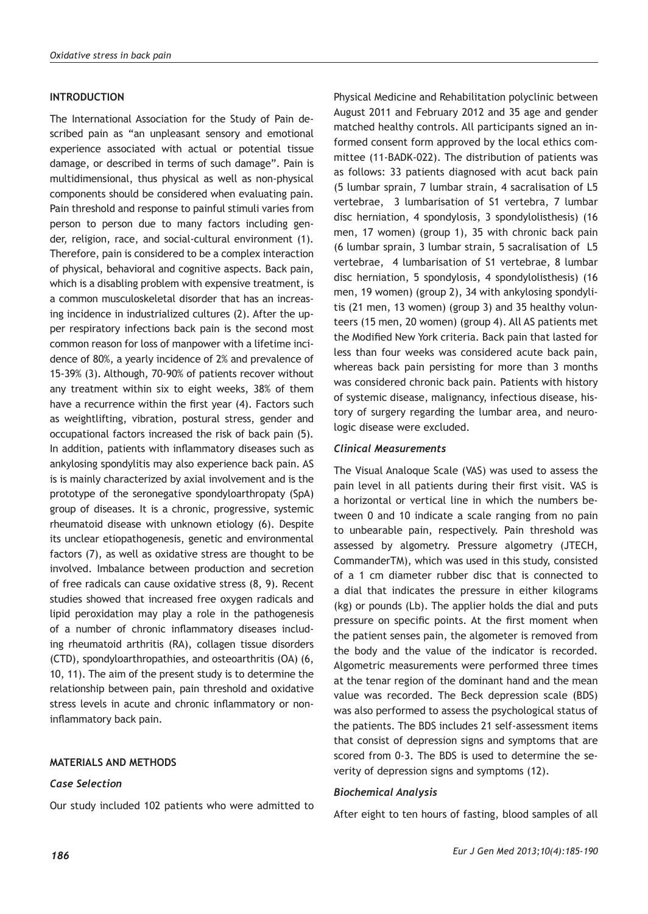## INTRODUCTION

The International Association for the Study of Pain described pain as "an unpleasant sensory and emotional experience associated with actual or potential tissue damage, or described in terms of such damage". Pain is multidimensional, thus physical as well as non-physical components should be considered when evaluating pain. Pain threshold and response to painful stimuli varies from person to person due to many factors including gender, religion, race, and social-cultural environment (1). Therefore, pain is considered to be a complex interaction of physical, behavioral and cognitive aspects. Back pain, which is a disabling problem with expensive treatment, is a common musculoskeletal disorder that has an increasing incidence in industrialized cultures (2). After the upper respiratory infections back pain is the second most common reason for loss of manpower with a lifetime incidence of 80%, a yearly incidence of 2% and prevalence of 15-39% (3). Although, 70-90% of patients recover without any treatment within six to eight weeks, 38% of them have a recurrence within the first year (4). Factors such as weightlifting, vibration, postural stress, gender and occupational factors increased the risk of back pain (5). In addition, patients with inflammatory diseases such as ankylosing spondylitis may also experience back pain. AS is is mainly characterized by axial involvement and is the prototype of the seronegative spondyloarthropaty (SpA) group of diseases. It is a chronic, progressive, systemic rheumatoid disease with unknown etiology (6). Despite its unclear etiopathogenesis, genetic and environmental factors (7), as well as oxidative stress are thought to be involved. Imbalance between production and secretion of free radicals can cause oxidative stress (8, 9). Recent studies showed that increased free oxygen radicals and lipid peroxidation may play a role in the pathogenesis of a number of chronic inflammatory diseases including rheumatoid arthritis (RA), collagen tissue disorders (CTD), spondyloarthropathies, and osteoarthritis (OA) (6, 10, 11). The aim of the present study is to determine the relationship between pain, pain threshold and oxidative stress levels in acute and chronic inflammatory or non-inflammatory back pain.

## MATERIALS AND METHODS

### *Case Selection*

Our study included 102 patients who were admitted to Physical Medicine and Rehabilitation polyclinic between August 2011 and February 2012 and 35 age and gender matched healthy controls. All participants signed an informed consent form approved by the local ethics committee (11-BADK-022). The distribution of patients was as follows: 33 patients diagnosed with acut back pain (5 lumbar sprain, 7 lumbar strain, 4 sacralisation of L5 vertebrae, 3 lumbarisation of S1 vertebra, 7 lumbar disc herniation, 4 spondylosis, 3 spondylolisthesis) (16 men, 17 women) (group 1), 35 with chronic back pain (6 lumbar sprain, 3 lumbar strain, 5 sacralisation of L5 vertebrae, 4 lumbarisation of S1 vertebrae, 8 lumbar disc herniation, 5 spondylosis, 4 spondylolisthesis) (16 men, 19 women) (group 2), 34 with ankylosing spondylitis (21 men, 13 women) (group 3) and 35 healthy volunteers (15 men, 20 women) (group 4). All AS patients met the Modified New York criteria. Back pain that lasted for less than four weeks was considered acute back pain, whereas back pain persisting for more than 3 months was considered chronic back pain. Patients with history of systemic disease, malignancy, infectious disease, history of surgery regarding the lumbar area, and neurologic disease were excluded.

### *Clinical Measurements*

The Visual Analoque Scale (VAS) was used to assess the pain level in all patients during their first visit. VAS is a horizontal or vertical line in which the numbers between 0 and 10 indicate a scale ranging from no pain to unbearable pain, respectively. Pain threshold was assessed by algometry. Pressure algometry (JTECH, CommanderTM), which was used in this study, consisted of a 1 cm diameter rubber disc that is connected to a dial that indicates the pressure in either kilograms (kg) or pounds (Lb). The applier holds the dial and puts pressure on specific points. At the first moment when the patient senses pain, the algometer is removed from the body and the value of the indicator is recorded. Algometric measurements were performed three times at the tenar region of the dominant hand and the mean value was recorded. The Beck depression scale (BDS) was also performed to assess the psychological status of the patients. The BDS includes 21 self-assessment items that consist of depression signs and symptoms that are scored from 0-3. The BDS is used to determine the severity of depression signs and symptoms (12).

### *Biochemical Analysis*

After eight to ten hours of fasting, blood samples of all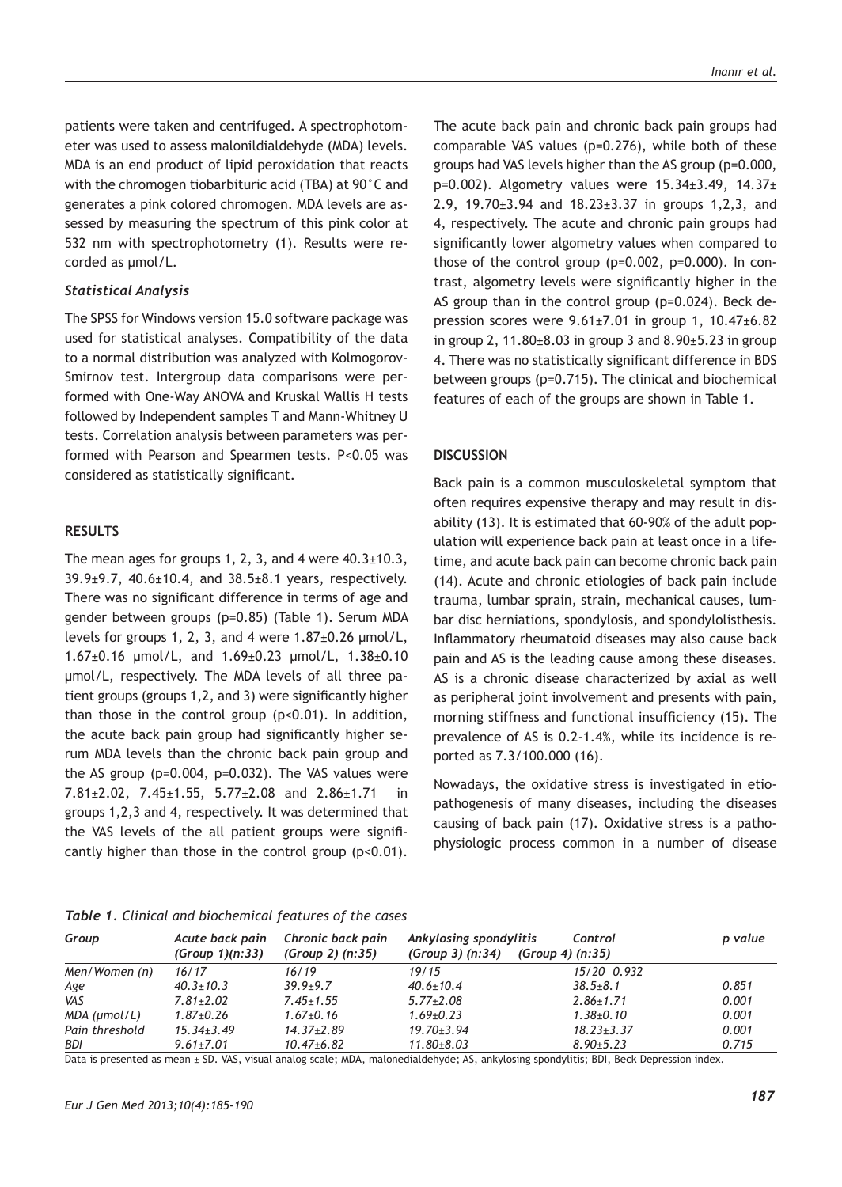patients were taken and centrifuged. A spectrophotometer was used to assess malonildialdehyde (MDA) levels. MDA is an end product of lipid peroxidation that reacts with the chromogen tiobarbituric acid (TBA) at 90°C and generates a pink colored chromogen. MDA levels are assessed by measuring the spectrum of this pink color at 532 nm with spectrophotometry (1). Results were recorded as µmol/L.

### *Statistical Analysis*

The SPSS for Windows version 15.0 software package was used for statistical analyses. Compatibility of the data to a normal distribution was analyzed with Kolmogorov-Smirnov test. Intergroup data comparisons were performed with One-Way ANOVA and Kruskal Wallis H tests followed by Independent samples T and Mann-Whitney U tests. Correlation analysis between parameters was performed with Pearson and Spearmen tests. P<0.05 was considered as statistically significant.

## RESULTS

The mean ages for groups 1, 2, 3, and 4 were 40.3±10.3, 39.9±9.7, 40.6±10.4, and 38.5±8.1 years, respectively. There was no significant difference in terms of age and gender between groups (p=0.85) (Table 1). Serum MDA levels for groups 1, 2, 3, and 4 were 1.87±0.26 µmol/L, 1.67±0.16 µmol/L, and 1.69±0.23 µmol/L, 1.38±0.10 µmol/L, respectively. The MDA levels of all three patient groups (groups 1,2, and 3) were significantly higher than those in the control group (p<0.01). In addition, the acute back pain group had significantly higher serum MDA levels than the chronic back pain group and the AS group (p=0.004, p=0.032). The VAS values were 7.81±2.02, 7.45±1.55, 5.77±2.08 and 2.86±1.71 in groups 1,2,3 and 4, respectively. It was determined that the VAS levels of the all patient groups were significantly higher than those in the control group (p<0.01). The acute back pain and chronic back pain groups had comparable VAS values (p=0.276), while both of these groups had VAS levels higher than the AS group (p=0.000, p=0.002). Algometry values were 15.34±3.49, 14.37±2.9, 19.70±3.94 and 18.23±3.37 in groups 1,2,3, and 4, respectively. The acute and chronic pain groups had significantly lower algometry values when compared to those of the control group (p=0.002, p=0.000). In contrast, algometry levels were significantly higher in the AS group than in the control group (p=0.024). Beck depression scores were 9.61±7.01 in group 1, 10.47±6.82 in group 2, 11.80±8.03 in group 3 and 8.90±5.23 in group 4. There was no statistically significant difference in BDS between groups (p=0.715). The clinical and biochemical features of each of the groups are shown in Table 1.

## DISCUSSION

Back pain is a common musculoskeletal symptom that often requires expensive therapy and may result in disability (13). It is estimated that 60-90% of the adult population will experience back pain at least once in a lifetime, and acute back pain can become chronic back pain (14). Acute and chronic etiologies of back pain include trauma, lumbar sprain, strain, mechanical causes, lumbar disc herniations, spondylosis, and spondylolisthesis. Inflammatory rheumatoid diseases may also cause back pain and AS is the leading cause among these diseases. AS is a chronic disease characterized by axial as well as peripheral joint involvement and presents with pain, morning stiffness and functional insufficiency (15). The prevalence of AS is 0.2-1.4%, while its incidence is reported as 7.3/100.000 (16).

Nowadays, the oxidative stress is investigated in etiopathogenesis of many diseases, including the diseases causing of back pain (17). Oxidative stress is a pathophysiologic process common in a number of disease

*Table 1. Clinical and biochemical features of the cases*

| Group | Acute back pain (Group 1)(n:33) | Chronic back pain (Group 2) (n:35) | Ankylosing spondylitis (Group 3) (n:34) | Control (Group 4) (n:35) | p value |
|---|---|---|---|---|---|
| Men/Women (n) | 16/17 | 16/19 | 19/15 | 15/20 | 0.932 |
| Age | 40.3±10.3 | 39.9±9.7 | 40.6±10.4 | 38.5±8.1 | 0.851 |
| VAS | 7.81±2.02 | 7.45±1.55 | 5.77±2.08 | 2.86±1.71 | 0.001 |
| MDA (µmol/L) | 1.87±0.26 | 1.67±0.16 | 1.69±0.23 | 1.38±0.10 | 0.001 |
| Pain threshold | 15.34±3.49 | 14.37±2.89 | 19.70±3.94 | 18.23±3.37 | 0.001 |
| BDI | 9.61±7.01 | 10.47±6.82 | 11.80±8.03 | 8.90±5.23 | 0.715 |

Data is presented as mean ± SD. VAS, visual analog scale; MDA, malonedialdehyde; AS, ankylosing spondylitis; BDI, Beck Depression index.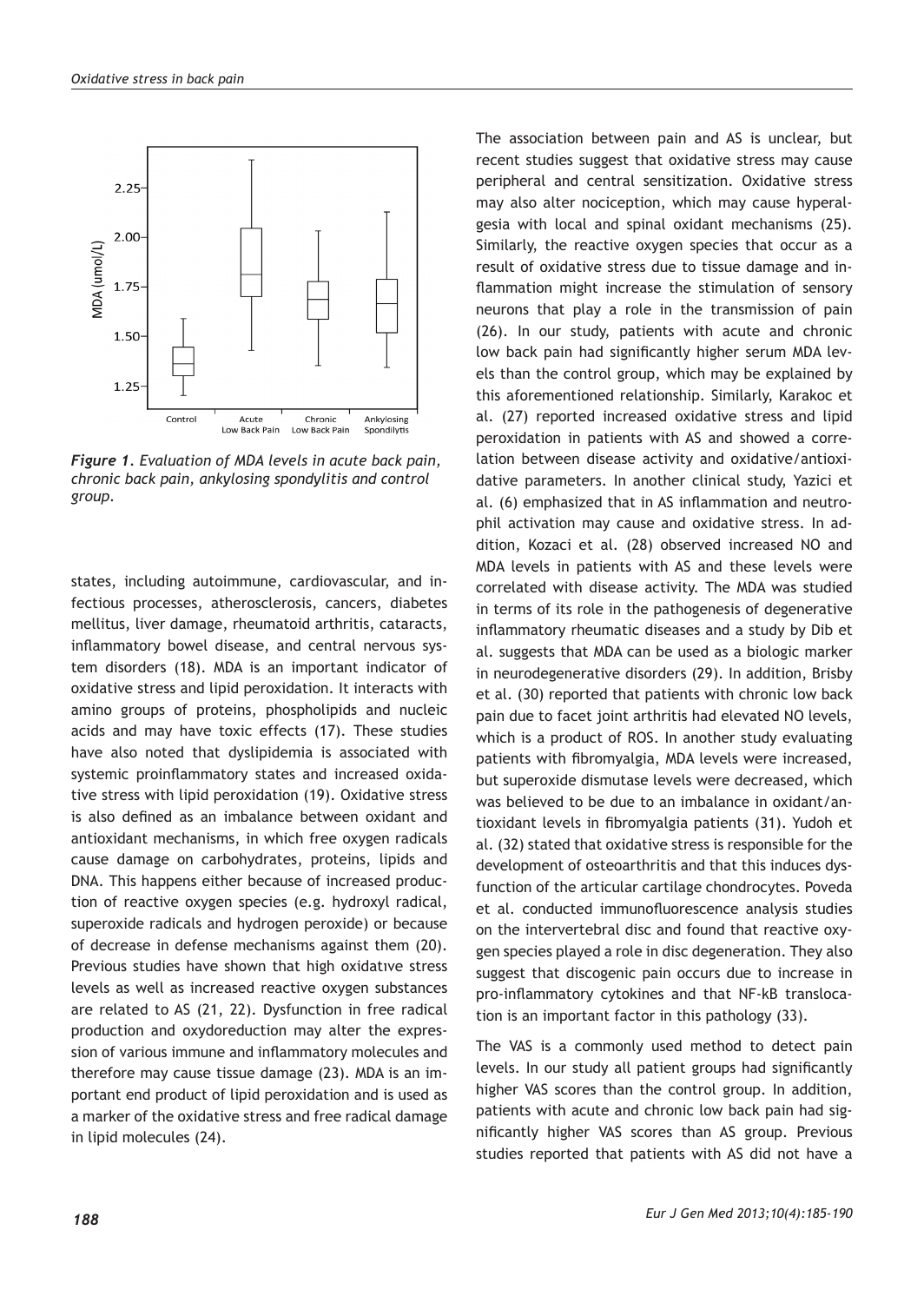*Figure 1. Evaluation of MDA levels in acute back pain, chronic back pain, ankylosing spondylitis and control group.*

states, including autoimmune, cardiovascular, and infectious processes, atherosclerosis, cancers, diabetes mellitus, liver damage, rheumatoid arthritis, cataracts, inflammatory bowel disease, and central nervous system disorders (18). MDA is an important indicator of oxidative stress and lipid peroxidation. It interacts with amino groups of proteins, phospholipids and nucleic acids and may have toxic effects (17). These studies have also noted that dyslipidemia is associated with systemic proinflammatory states and increased oxidative stress with lipid peroxidation (19). Oxidative stress is also defined as an imbalance between oxidant and antioxidant mechanisms, in which free oxygen radicals cause damage on carbohydrates, proteins, lipids and DNA. This happens either because of increased production of reactive oxygen species (e.g. hydroxyl radical, superoxide radicals and hydrogen peroxide) or because of decrease in defense mechanisms against them (20). Previous studies have shown that high oxidatıve stress levels as well as increased reactive oxygen substances are related to AS (21, 22). Dysfunction in free radical production and oxydoreduction may alter the expression of various immune and inflammatory molecules and therefore may cause tissue damage (23). MDA is an important end product of lipid peroxidation and is used as a marker of the oxidative stress and free radical damage in lipid molecules (24).

The association between pain and AS is unclear, but recent studies suggest that oxidative stress may cause peripheral and central sensitization. Oxidative stress may also alter nociception, which may cause hyperalgesia with local and spinal oxidant mechanisms (25). Similarly, the reactive oxygen species that occur as a result of oxidative stress due to tissue damage and inflammation might increase the stimulation of sensory neurons that play a role in the transmission of pain (26). In our study, patients with acute and chronic low back pain had significantly higher serum MDA levels than the control group, which may be explained by this aforementioned relationship. Similarly, Karakoc et al. (27) reported increased oxidative stress and lipid peroxidation in patients with AS and showed a correlation between disease activity and oxidative/antioxidative parameters. In another clinical study, Yazici et al. (6) emphasized that in AS inflammation and neutrophil activation may cause and oxidative stress. In addition, Kozaci et al. (28) observed increased NO and MDA levels in patients with AS and these levels were correlated with disease activity. The MDA was studied in terms of its role in the pathogenesis of degenerative inflammatory rheumatic diseases and a study by Dib et al. suggests that MDA can be used as a biologic marker in neurodegenerative disorders (29). In addition, Brisby et al. (30) reported that patients with chronic low back pain due to facet joint arthritis had elevated NO levels, which is a product of ROS. In another study evaluating patients with fibromyalgia, MDA levels were increased, but superoxide dismutase levels were decreased, which was believed to be due to an imbalance in oxidant/antioxidant levels in fibromyalgia patients (31). Yudoh et al. (32) stated that oxidative stress is responsible for the development of osteoarthritis and that this induces dysfunction of the articular cartilage chondrocytes. Poveda et al. conducted immunofluorescence analysis studies on the intervertebral disc and found that reactive oxygen species played a role in disc degeneration. They also suggest that discogenic pain occurs due to increase in pro-inflammatory cytokines and that NF-kB translocation is an important factor in this pathology (33).

The VAS is a commonly used method to detect pain levels. In our study all patient groups had significantly higher VAS scores than the control group. In addition, patients with acute and chronic low back pain had significantly higher VAS scores than AS group. Previous studies reported that patients with AS did not have a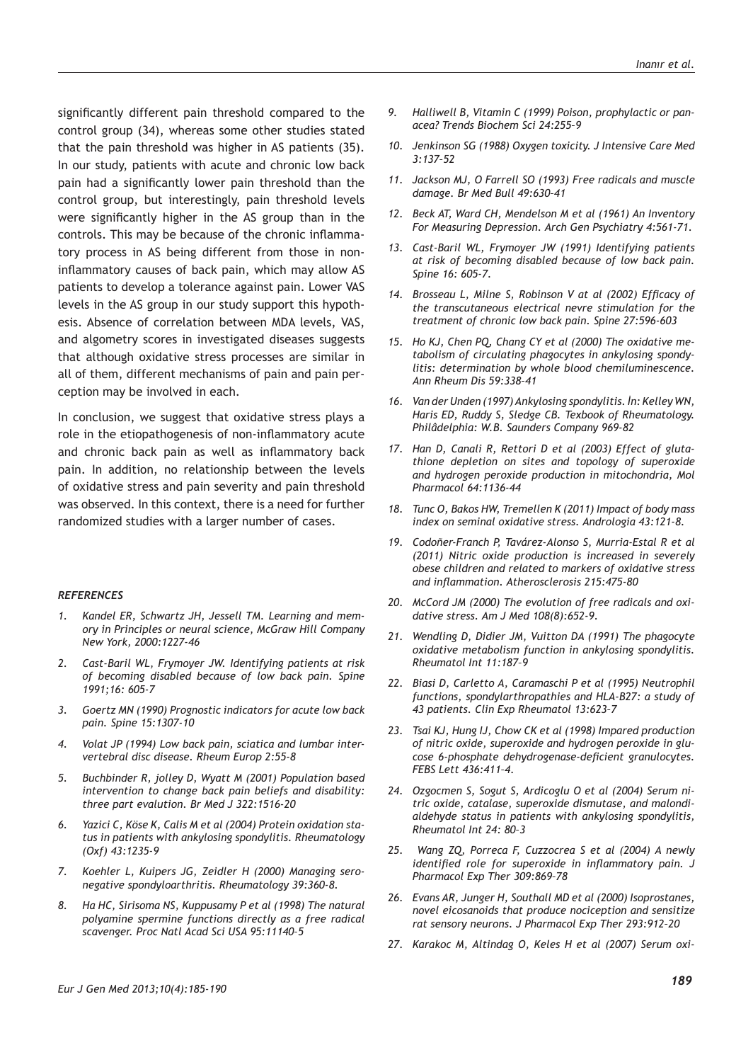significantly different pain threshold compared to the control group (34), whereas some other studies stated that the pain threshold was higher in AS patients (35). In our study, patients with acute and chronic low back pain had a significantly lower pain threshold than the control group, but interestingly, pain threshold levels were significantly higher in the AS group than in the controls. This may be because of the chronic inflammatory process in AS being different from those in non-inflammatory causes of back pain, which may allow AS patients to develop a tolerance against pain. Lower VAS levels in the AS group in our study support this hypothesis. Absence of correlation between MDA levels, VAS, and algometry scores in investigated diseases suggests that although oxidative stress processes are similar in all of them, different mechanisms of pain and pain perception may be involved in each.

In conclusion, we suggest that oxidative stress plays a role in the etiopathogenesis of non-inflammatory acute and chronic back pain as well as inflammatory back pain. In addition, no relationship between the levels of oxidative stress and pain severity and pain threshold was observed. In this context, there is a need for further randomized studies with a larger number of cases.

### *REFERENCES*

1. *Kandel ER, Schwartz JH, Jessell TM. Learning and memory in Principles or neural science, McGraw Hill Company New York, 2000:1227-46*
2. *Cast-Baril WL, Frymoyer JW. Identifying patients at risk of becoming disabled because of low back pain. Spine 1991;16: 605-7*
3. *Goertz MN (1990) Prognostic indicators for acute low back pain. Spine 15:1307-10*
4. *Volat JP (1994) Low back pain, sciatica and lumbar intervertebral disc disease. Rheum Europ 2:55-8*
5. *Buchbinder R, jolley D, Wyatt M (2001) Population based intervention to change back pain beliefs and disability: three part evalution. Br Med J 322:1516-20*
6. *Yazici C, Köse K, Calis M et al (2004) Protein oxidation status in patients with ankylosing spondylitis. Rheumatology (Oxf) 43:1235-9*
7. *Koehler L, Kuipers JG, Zeidler H (2000) Managing seronegative spondyloarthritis. Rheumatology 39:360-8.*
8. *Ha HC, Sirisoma NS, Kuppusamy P et al (1998) The natural polyamine spermine functions directly as a free radical scavenger. Proc Natl Acad Sci USA 95:11140-5*
9. *Halliwell B, Vitamin C (1999) Poison, prophylactic or panacea? Trends Biochem Sci 24:255-9*
10. *Jenkinson SG (1988) Oxygen toxicity. J Intensive Care Med 3:137-52*
11. *Jackson MJ, O Farrell SO (1993) Free radicals and muscle damage. Br Med Bull 49:630-41*
12. *Beck AT, Ward CH, Mendelson M et al (1961) An Inventory For Measuring Depression. Arch Gen Psychiatry 4:561-71.*
13. *Cast-Baril WL, Frymoyer JW (1991) Identifying patients at risk of becoming disabled because of low back pain. Spine 16: 605-7.*
14. *Brosseau L, Milne S, Robinson V at al (2002) Efficacy of the transcutaneous electrical nevre stimulation for the treatment of chronic low back pain. Spine 27:596-603*
15. *Ho KJ, Chen PQ, Chang CY et al (2000) The oxidative metabolism of circulating phagocytes in ankylosing spondylitis: determination by whole blood chemiluminescence. Ann Rheum Dis 59:338-41*
16. *Van der Unden (1997) Ankylosing spondylitis. İn: Kelley WN, Haris ED, Ruddy S, Sledge CB. Texbook of Rheumatology. Philâdelphia: W.B. Saunders Company 969-82*
17. *Han D, Canali R, Rettori D et al (2003) Effect of glutathione depletion on sites and topology of superoxide and hydrogen peroxide production in mitochondria, Mol Pharmacol 64:1136-44*
18. *Tunc O, Bakos HW, Tremellen K (2011) Impact of body mass index on seminal oxidative stress. Andrologia 43:121-8.*
19. *Codoñer-Franch P, Tavárez-Alonso S, Murria-Estal R et al (2011) Nitric oxide production is increased in severely obese children and related to markers of oxidative stress and inflammation. Atherosclerosis 215:475-80*
20. *McCord JM (2000) The evolution of free radicals and oxidative stress. Am J Med 108(8):652-9.*
21. *Wendling D, Didier JM, Vuitton DA (1991) The phagocyte oxidative metabolism function in ankylosing spondylitis. Rheumatol Int 11:187-9*
22. *Biasi D, Carletto A, Caramaschi P et al (1995) Neutrophil functions, spondylarthropathies and HLA-B27: a study of 43 patients. Clin Exp Rheumatol 13:623-7*
23. *Tsai KJ, Hung IJ, Chow CK et al (1998) Impared production of nitric oxide, superoxide and hydrogen peroxide in glucose 6-phosphate dehydrogenase-deficient granulocytes. FEBS Lett 436:411-4.*
24. *Ozgocmen S, Sogut S, Ardicoglu O et al (2004) Serum nitric oxide, catalase, superoxide dismutase, and malondialdehyde status in patients with ankylosing spondylitis, Rheumatol Int 24: 80-3*
25. *Wang ZQ, Porreca F, Cuzzocrea S et al (2004) A newly identified role for superoxide in inflammatory pain. J Pharmacol Exp Ther 309:869-78*
26. *Evans AR, Junger H, Southall MD et al (2000) Isoprostanes, novel eicosanoids that produce nociception and sensitize rat sensory neurons. J Pharmacol Exp Ther 293:912-20*
27. *Karakoc M, Altindag O, Keles H et al (2007) Serum oxi-*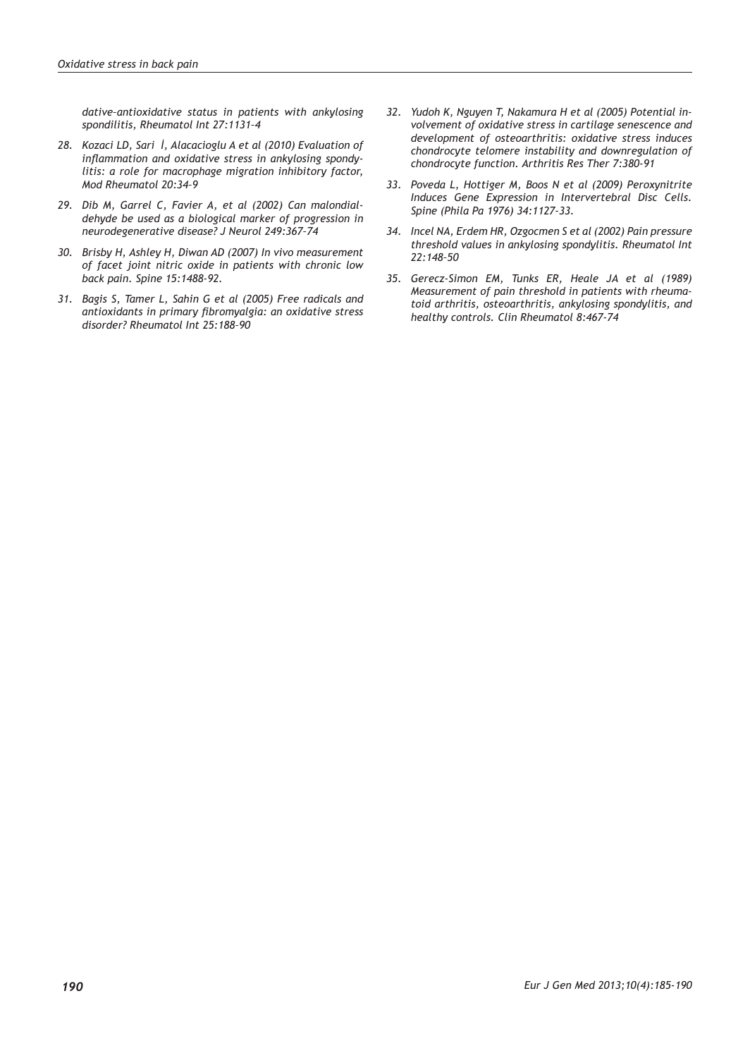dative-antioxidative status in patients with ankylosing spondilitis, Rheumatol Int 27:1131-4

28. Kozaci LD, Sari İ, Alacacioglu A et al (2010) Evaluation of inflammation and oxidative stress in ankylosing spondylitis: a role for macrophage migration inhibitory factor, Mod Rheumatol 20:34-9

29. Dib M, Garrel C, Favier A, et al (2002) Can malondialdehyde be used as a biological marker of progression in neurodegenerative disease? J Neurol 249:367-74

30. Brisby H, Ashley H, Diwan AD (2007) In vivo measurement of facet joint nitric oxide in patients with chronic low back pain. Spine 15:1488-92.

31. Bagis S, Tamer L, Sahin G et al (2005) Free radicals and antioxidants in primary fibromyalgia: an oxidative stress disorder? Rheumatol Int 25:188-90

32. Yudoh K, Nguyen T, Nakamura H et al (2005) Potential involvement of oxidative stress in cartilage senescence and development of osteoarthritis: oxidative stress induces chondrocyte telomere instability and downregulation of chondrocyte function. Arthritis Res Ther 7:380-91

33. Poveda L, Hottiger M, Boos N et al (2009) Peroxynitrite Induces Gene Expression in Intervertebral Disc Cells. Spine (Phila Pa 1976) 34:1127-33.

34. Incel NA, Erdem HR, Ozgocmen S et al (2002) Pain pressure threshold values in ankylosing spondylitis. Rheumatol Int 22:148-50

35. Gerecz-Simon EM, Tunks ER, Heale JA et al (1989) Measurement of pain threshold in patients with rheumatoid arthritis, osteoarthritis, ankylosing spondylitis, and healthy controls. Clin Rheumatol 8:467-74